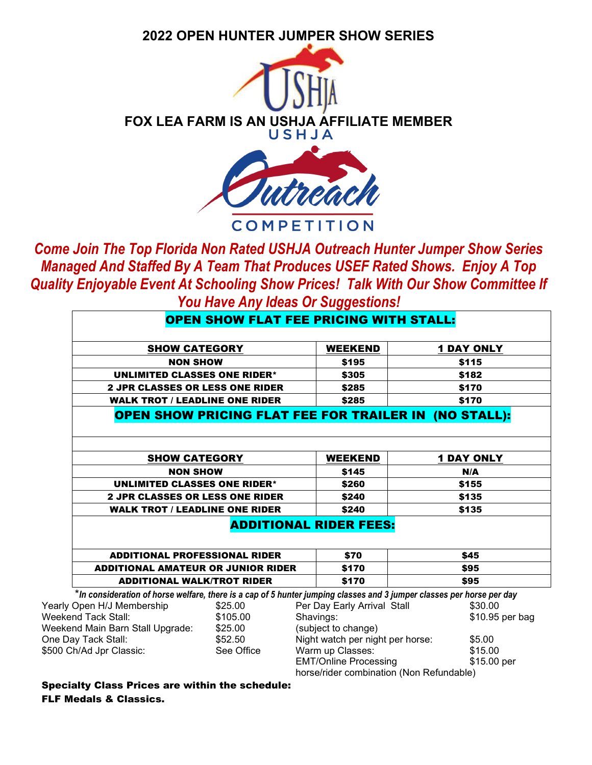# 2022 OPEN HUNTER JUMPER SHOW SERIES

USHJA

## FOX LEA FARM IS AN USHJA AFFILIATE MEMBER

USHJA Outreach COMPETITION

***Come Join The Top Florida Non Rated USHJA Outreach Hunter Jumper Show Series Managed And Staffed By A Team That Produces USEF Rated Shows. Enjoy A Top Quality Enjoyable Event At Schooling Show Prices! Talk With Our Show Committee If You Have Any Ideas Or Suggestions!***

| **OPEN SHOW FLAT FEE PRICING WITH STALL:** | | |
|---|---|---|
| **SHOW CATEGORY** | **WEEKEND** | **1 DAY ONLY** |
| **NON SHOW** | **$195** | **$115** |
| **UNLIMITED CLASSES ONE RIDER*** | **$305** | **$182** |
| **2 JPR CLASSES OR LESS ONE RIDER** | **$285** | **$170** |
| **WALK TROT / LEADLINE ONE RIDER** | **$285** | **$170** |
| **OPEN SHOW PRICING FLAT FEE FOR TRAILER IN (NO STALL):** | | |
| **SHOW CATEGORY** | **WEEKEND** | **1 DAY ONLY** |
| **NON SHOW** | **$145** | **N/A** |
| **UNLIMITED CLASSES ONE RIDER*** | **$260** | **$155** |
| **2 JPR CLASSES OR LESS ONE RIDER** | **$240** | **$135** |
| **WALK TROT / LEADLINE ONE RIDER** | **$240** | **$135** |
| **ADDITIONAL RIDER FEES:** | | |
| **ADDITIONAL PROFESSIONAL RIDER** | **$70** | **$45** |
| **ADDITIONAL AMATEUR OR JUNIOR RIDER** | **$170** | **$95** |
| **ADDITIONAL WALK/TROT RIDER** | **$170** | **$95** |

**In consideration of horse welfare, there is a cap of 5 hunter jumping classes and 3 jumper classes per horse per day*

| | | | |
|---|---|---|---|
| Yearly Open H/J Membership | $25.00 | Per Day Early Arrival Stall | $30.00 |
| Weekend Tack Stall: | $105.00 | Shavings: | $10.95 per bag |
| Weekend Main Barn Stall Upgrade: | $25.00 | (subject to change) | |
| One Day Tack Stall: | $52.50 | Night watch per night per horse: | $5.00 |
| $500 Ch/Ad Jpr Classic: | See Office | Warm up Classes: | $15.00 |
| | | EMT/Online Processing | $15.00 per horse/rider combination (Non Refundable) |

**Specialty Class Prices are within the schedule:**
**FLF Medals & Classics.**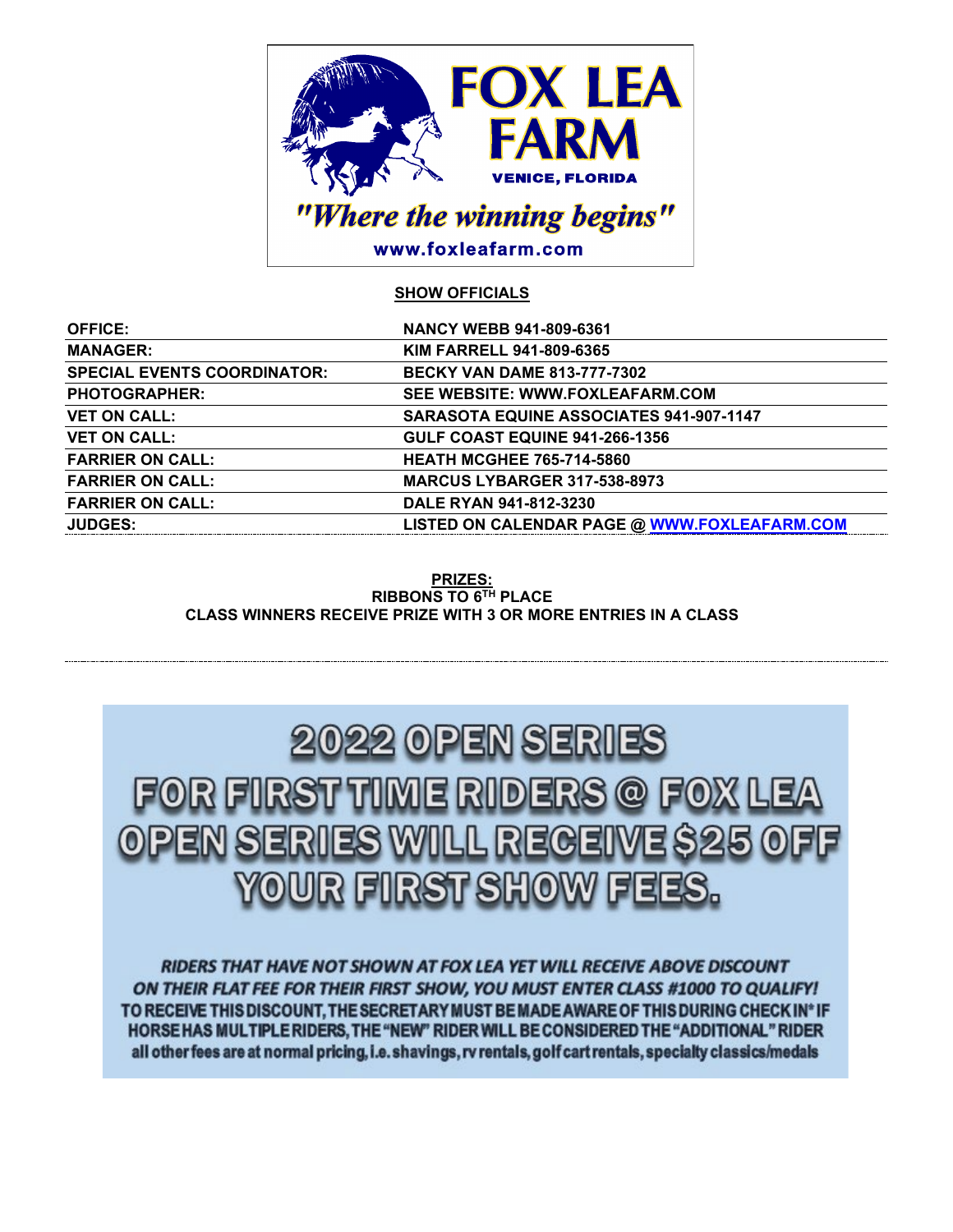# FOX LEA FARM

VENICE, FLORIDA

*"Where the winning begins"*

www.foxleafarm.com

**SHOW OFFICIALS**

| | |
|---|---|
| **OFFICE:** | **NANCY WEBB 941-809-6361** |
| **MANAGER:** | **KIM FARRELL 941-809-6365** |
| **SPECIAL EVENTS COORDINATOR:** | **BECKY VAN DAME 813-777-7302** |
| **PHOTOGRAPHER:** | **SEE WEBSITE: WWW.FOXLEAFARM.COM** |
| **VET ON CALL:** | **SARASOTA EQUINE ASSOCIATES 941-907-1147** |
| **VET ON CALL:** | **GULF COAST EQUINE 941-266-1356** |
| **FARRIER ON CALL:** | **HEATH MCGHEE 765-714-5860** |
| **FARRIER ON CALL:** | **MARCUS LYBARGER 317-538-8973** |
| **FARRIER ON CALL:** | **DALE RYAN 941-812-3230** |
| **JUDGES:** | **LISTED ON CALENDAR PAGE @ WWW.FOXLEAFARM.COM** |

**PRIZES:**
**RIBBONS TO 6TH PLACE**
**CLASS WINNERS RECEIVE PRIZE WITH 3 OR MORE ENTRIES IN A CLASS**

---

# 2022 OPEN SERIES

## FOR FIRST TIME RIDERS @ FOX LEA OPEN SERIES WILL RECEIVE $25 OFF YOUR FIRST SHOW FEES.

***RIDERS THAT HAVE NOT SHOWN AT FOX LEA YET WILL RECEIVE ABOVE DISCOUNT ON THEIR FLAT FEE FOR THEIR FIRST SHOW, YOU MUST ENTER CLASS #1000 TO QUALIFY!***

**TO RECEIVE THIS DISCOUNT, THE SECRETARY MUST BE MADE AWARE OF THIS DURING CHECK IN\* IF HORSE HAS MULTIPLE RIDERS, THE "NEW" RIDER WILL BE CONSIDERED THE "ADDITIONAL" RIDER**

**all other fees are at normal pricing, i.e. shavings, rv rentals, golf cart rentals, specialty classics/medals**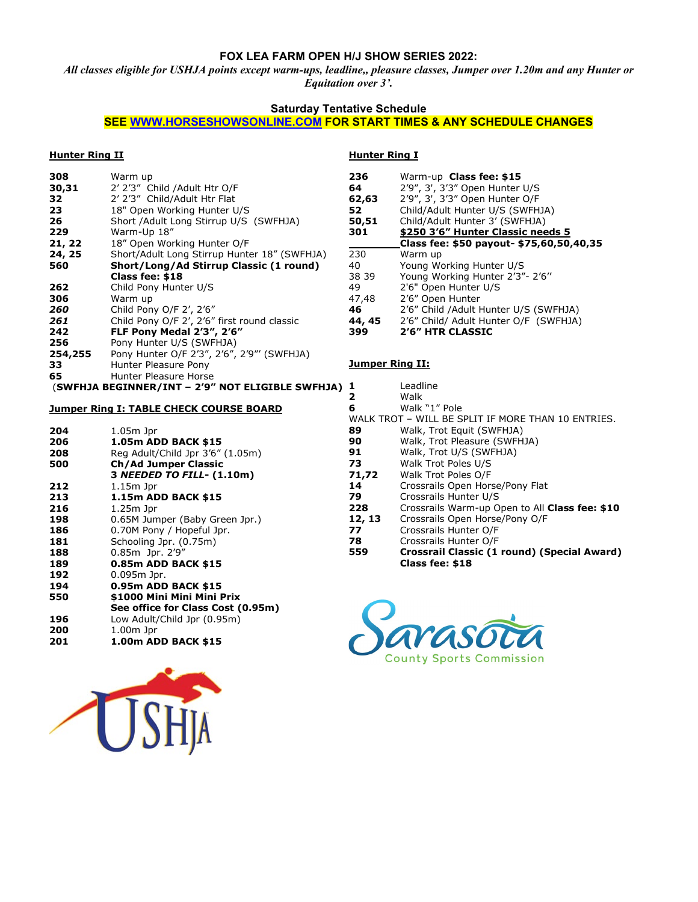**FOX LEA FARM OPEN H/J SHOW SERIES 2022:**

*All classes eligible for USHJA points except warm-ups, leadline,, pleasure classes, Jumper over 1.20m and any Hunter or Equitation over 3'.*

**Saturday Tentative Schedule**

**SEE WWW.HORSESHOWSONLINE.COM FOR START TIMES & ANY SCHEDULE CHANGES**

### Hunter Ring II

| | |
|---|---|
| **308** | Warm up |
| **30,31** | 2' 2'3" Child /Adult Htr O/F |
| **32** | 2' 2'3" Child/Adult Htr Flat |
| **23** | 18" Open Working Hunter U/S |
| **26** | Short /Adult Long Stirrup U/S (SWFHJA) |
| **229** | Warm-Up 18" |
| **21, 22** | 18" Open Working Hunter O/F |
| **24, 25** | Short/Adult Long Stirrup Hunter 18" (SWFHJA) |
| **560** | **Short/Long/Ad Stirrup Classic (1 round) Class fee: $18** |
| **262** | Child Pony Hunter U/S |
| **306** | Warm up |
| ***260*** | Child Pony O/F 2', 2'6" |
| ***261*** | Child Pony O/F 2', 2'6" first round classic |
| **242** | **FLF Pony Medal 2'3", 2'6"** |
| **256** | Pony Hunter U/S (SWFHJA) |
| **254,255** | Pony Hunter O/F 2'3", 2'6", 2'9"' (SWFHJA) |
| **33** | Hunter Pleasure Pony |
| **65** | Hunter Pleasure Horse |

(**SWFHJA BEGINNER/INT – 2'9" NOT ELIGIBLE SWFHJA)**

### Jumper Ring I: TABLE CHECK COURSE BOARD

| | |
|---|---|
| **204** | 1.05m Jpr |
| **206** | **1.05m ADD BACK $15** |
| **208** | Reg Adult/Child Jpr 3'6" (1.05m) |
| **500** | **Ch/Ad Jumper Classic 3 *NEEDED TO FILL*- (1.10m)** |
| **212** | 1.15m Jpr |
| **213** | **1.15m ADD BACK $15** |
| **216** | 1.25m Jpr |
| **198** | 0.65M Jumper (Baby Green Jpr.) |
| **186** | 0.70M Pony / Hopeful Jpr. |
| **181** | Schooling Jpr. (0.75m) |
| **188** | 0.85m Jpr. 2'9" |
| **189** | **0.85m ADD BACK $15** |
| **192** | 0.095m Jpr. |
| **194** | **0.95m ADD BACK $15** |
| **550** | **$1000 Mini Mini Mini Prix See office for Class Cost (0.95m)** |
| **196** | Low Adult/Child Jpr (0.95m) |
| **200** | 1.00m Jpr |
| **201** | **1.00m ADD BACK $15** |

### Hunter Ring I

| | |
|---|---|
| **236** | Warm-up **Class fee: $15** |
| **64** | 2'9", 3', 3'3" Open Hunter U/S |
| **62,63** | 2'9", 3', 3'3" Open Hunter O/F |
| **52** | Child/Adult Hunter U/S (SWFHJA) |
| **50,51** | Child/Adult Hunter 3' (SWFHJA) |
| **301** | **$250 3'6" Hunter Classic needs 5 Class fee: $50 payout- $75,60,50,40,35** |
| 230 | Warm up |
| 40 | Young Working Hunter U/S |
| 38 39 | Young Working Hunter 2'3"- 2'6" |
| 49 | 2'6" Open Hunter U/S |
| 47,48 | 2'6" Open Hunter |
| **46** | 2'6" Child /Adult Hunter U/S (SWFHJA) |
| **44, 45** | 2'6" Child/ Adult Hunter O/F (SWFHJA) |
| **399** | **2'6" HTR CLASSIC** |

### Jumper Ring II:

| | |
|---|---|
| **1** | Leadline |
| **2** | Walk |
| **6** | Walk "1" Pole |

WALK TROT – WILL BE SPLIT IF MORE THAN 10 ENTRIES.

| | |
|---|---|
| **89** | Walk, Trot Equit (SWFHJA) |
| **90** | Walk, Trot Pleasure (SWFHJA) |
| **91** | Walk, Trot U/S (SWFHJA) |
| **73** | Walk Trot Poles U/S |
| **71,72** | Walk Trot Poles O/F |
| **14** | Crossrails Open Horse/Pony Flat |
| **79** | Crossrails Hunter U/S |
| **228** | Crossrails Warm-up Open to All **Class fee: $10** |
| **12, 13** | Crossrails Open Horse/Pony O/F |
| **77** | Crossrails Hunter O/F |
| **78** | Crossrails Hunter O/F |
| **559** | **Crossrail Classic (1 round) (Special Award) Class fee: $18** |

Sarasota County Sports Commission

USHJA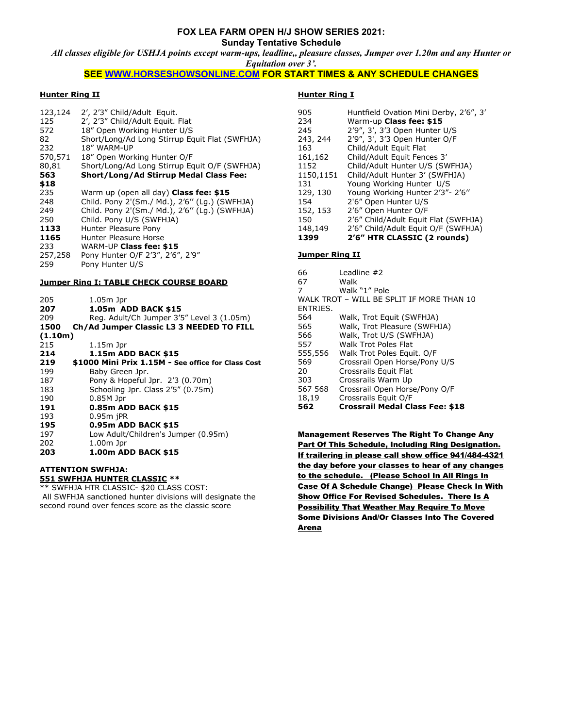# FOX LEA FARM OPEN H/J SHOW SERIES 2021:

## Sunday Tentative Schedule

*All classes eligible for USHJA points except warm-ups, leadline,, pleasure classes, Jumper over 1.20m and any Hunter or Equitation over 3'.*

**SEE WWW.HORSESHOWSONLINE.COM FOR START TIMES & ANY SCHEDULE CHANGES**

### Hunter Ring II

| | |
|---|---|
| 123,124 | 2', 2'3" Child/Adult Equit. |
| 125 | 2', 2'3" Child/Adult Equit. Flat |
| 572 | 18" Open Working Hunter U/S |
| 82 | Short/Long/Ad Long Stirrup Equit Flat (SWFHJA) |
| 232 | 18" WARM-UP |
| 570,571 | 18" Open Working Hunter O/F |
| 80,81 | Short/Long/Ad Long Stirrup Equit O/F (SWFHJA) |
| **563** | **Short/Long/Ad Stirrup Medal Class Fee: $18** |
| 235 | Warm up (open all day) **Class fee: $15** |
| 248 | Child. Pony 2'(Sm./ Md.), 2'6'' (Lg.) (SWFHJA) |
| 249 | Child. Pony 2'(Sm./ Md.), 2'6'' (Lg.) (SWFHJA) |
| 250 | Child. Pony U/S (SWFHJA) |
| **1133** | Hunter Pleasure Pony |
| **1165** | Hunter Pleasure Horse |
| 233 | WARM-UP **Class fee: $15** |
| 257,258 | Pony Hunter O/F 2'3", 2'6", 2'9" |
| 259 | Pony Hunter U/S |

### Jumper Ring I: TABLE CHECK COURSE BOARD

| | |
|---|---|
| 205 | 1.05m Jpr |
| **207** | **1.05m ADD BACK $15** |
| 209 | Reg. Adult/Ch Jumper 3'5" Level 3 (1.05m) |
| **1500** | **Ch/Ad Jumper Classic L3 3 NEEDED TO FILL (1.10m)** |
| 215 | 1.15m Jpr |
| **214** | **1.15m ADD BACK $15** |
| **219** | **$1000 Mini Prix 1.15M - See office for Class Cost** |
| 199 | Baby Green Jpr. |
| 187 | Pony & Hopeful Jpr. 2'3 (0.70m) |
| 183 | Schooling Jpr. Class 2'5" (0.75m) |
| 190 | 0.85M Jpr |
| **191** | **0.85m ADD BACK $15** |
| 193 | 0.95m jPR |
| **195** | **0.95m ADD BACK $15** |
| 197 | Low Adult/Children's Jumper (0.95m) |
| 202 | 1.00m Jpr |
| **203** | **1.00m ADD BACK $15** |

**ATTENTION SWFHJA:**
**551 SWFHJA HUNTER CLASSIC \*\***
\*\* SWFHJA HTR CLASSIC- $20 CLASS COST:
All SWFHJA sanctioned hunter divisions will designate the second round over fences score as the classic score

### Hunter Ring I

| | |
|---|---|
| 905 | Huntfield Ovation Mini Derby, 2'6", 3' |
| 234 | Warm-up **Class fee: $15** |
| 245 | 2'9", 3', 3'3 Open Hunter U/S |
| 243, 244 | 2'9", 3', 3'3 Open Hunter O/F |
| 163 | Child/Adult Equit Flat |
| 161,162 | Child/Adult Equit Fences 3' |
| 1152 | Child/Adult Hunter U/S (SWFHJA) |
| 1150,1151 | Child/Adult Hunter 3' (SWFHJA) |
| 131 | Young Working Hunter U/S |
| 129, 130 | Young Working Hunter 2'3"- 2'6'' |
| 154 | 2'6" Open Hunter U/S |
| 152, 153 | 2'6" Open Hunter O/F |
| 150 | 2'6" Child/Adult Equit Flat (SWFHJA) |
| 148,149 | 2'6" Child/Adult Equit O/F (SWFHJA) |
| **1399** | **2'6" HTR CLASSIC (2 rounds)** |

### Jumper Ring II

| | |
|---|---|
| 66 | Leadline #2 |
| 67 | Walk |
| 7 | Walk "1" Pole |
| WALK TROT – WILL BE SPLIT IF MORE THAN 10 ENTRIES. | |
| 564 | Walk, Trot Equit (SWFHJA) |
| 565 | Walk, Trot Pleasure (SWFHJA) |
| 566 | Walk, Trot U/S (SWFHJA) |
| 557 | Walk Trot Poles Flat |
| 555,556 | Walk Trot Poles Equit. O/F |
| 569 | Crossrail Open Horse/Pony U/S |
| 20 | Crossrails Equit Flat |
| 303 | Crossrails Warm Up |
| 567 568 | Crossrail Open Horse/Pony O/F |
| 18,19 | Crossrails Equit O/F |
| **562** | **Crossrail Medal Class Fee: $18** |

**Management Reserves The Right To Change Any Part Of This Schedule, Including Ring Designation. If trailering in please call show office 941/484-4321 the day before your classes to hear of any changes to the schedule. (Please School In All Rings In Case Of A Schedule Change) Please Check In With Show Office For Revised Schedules. There Is A Possibility That Weather May Require To Move Some Divisions And/Or Classes Into The Covered Arena**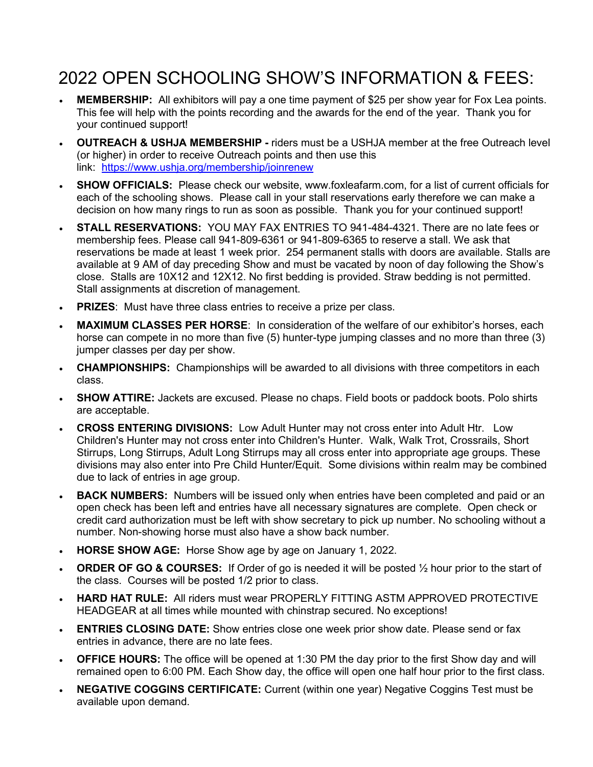# 2022 OPEN SCHOOLING SHOW'S INFORMATION & FEES:

- **MEMBERSHIP:** All exhibitors will pay a one time payment of $25 per show year for Fox Lea points. This fee will help with the points recording and the awards for the end of the year. Thank you for your continued support!
- **OUTREACH & USHJA MEMBERSHIP -** riders must be a USHJA member at the free Outreach level (or higher) in order to receive Outreach points and then use this link: [https://www.ushja.org/membership/joinrenew](https://www.ushja.org/membership/joinrenew)
- **SHOW OFFICIALS:** Please check our website, www.foxleafarm.com, for a list of current officials for each of the schooling shows. Please call in your stall reservations early therefore we can make a decision on how many rings to run as soon as possible. Thank you for your continued support!
- **STALL RESERVATIONS:** YOU MAY FAX ENTRIES TO 941-484-4321. There are no late fees or membership fees. Please call 941-809-6361 or 941-809-6365 to reserve a stall. We ask that reservations be made at least 1 week prior. 254 permanent stalls with doors are available. Stalls are available at 9 AM of day preceding Show and must be vacated by noon of day following the Show's close. Stalls are 10X12 and 12X12. No first bedding is provided. Straw bedding is not permitted. Stall assignments at discretion of management.
- **PRIZES**: Must have three class entries to receive a prize per class.
- **MAXIMUM CLASSES PER HORSE**: In consideration of the welfare of our exhibitor's horses, each horse can compete in no more than five (5) hunter-type jumping classes and no more than three (3) jumper classes per day per show.
- **CHAMPIONSHIPS:** Championships will be awarded to all divisions with three competitors in each class.
- **SHOW ATTIRE:** Jackets are excused. Please no chaps. Field boots or paddock boots. Polo shirts are acceptable.
- **CROSS ENTERING DIVISIONS:** Low Adult Hunter may not cross enter into Adult Htr. Low Children's Hunter may not cross enter into Children's Hunter. Walk, Walk Trot, Crossrails, Short Stirrups, Long Stirrups, Adult Long Stirrups may all cross enter into appropriate age groups. These divisions may also enter into Pre Child Hunter/Equit. Some divisions within realm may be combined due to lack of entries in age group.
- **BACK NUMBERS:** Numbers will be issued only when entries have been completed and paid or an open check has been left and entries have all necessary signatures are complete. Open check or credit card authorization must be left with show secretary to pick up number. No schooling without a number. Non-showing horse must also have a show back number.
- **HORSE SHOW AGE:** Horse Show age by age on January 1, 2022.
- **ORDER OF GO & COURSES:** If Order of go is needed it will be posted ½ hour prior to the start of the class. Courses will be posted 1/2 prior to class.
- **HARD HAT RULE:** All riders must wear PROPERLY FITTING ASTM APPROVED PROTECTIVE HEADGEAR at all times while mounted with chinstrap secured. No exceptions!
- **ENTRIES CLOSING DATE:** Show entries close one week prior show date. Please send or fax entries in advance, there are no late fees.
- **OFFICE HOURS:** The office will be opened at 1:30 PM the day prior to the first Show day and will remained open to 6:00 PM. Each Show day, the office will open one half hour prior to the first class.
- **NEGATIVE COGGINS CERTIFICATE:** Current (within one year) Negative Coggins Test must be available upon demand.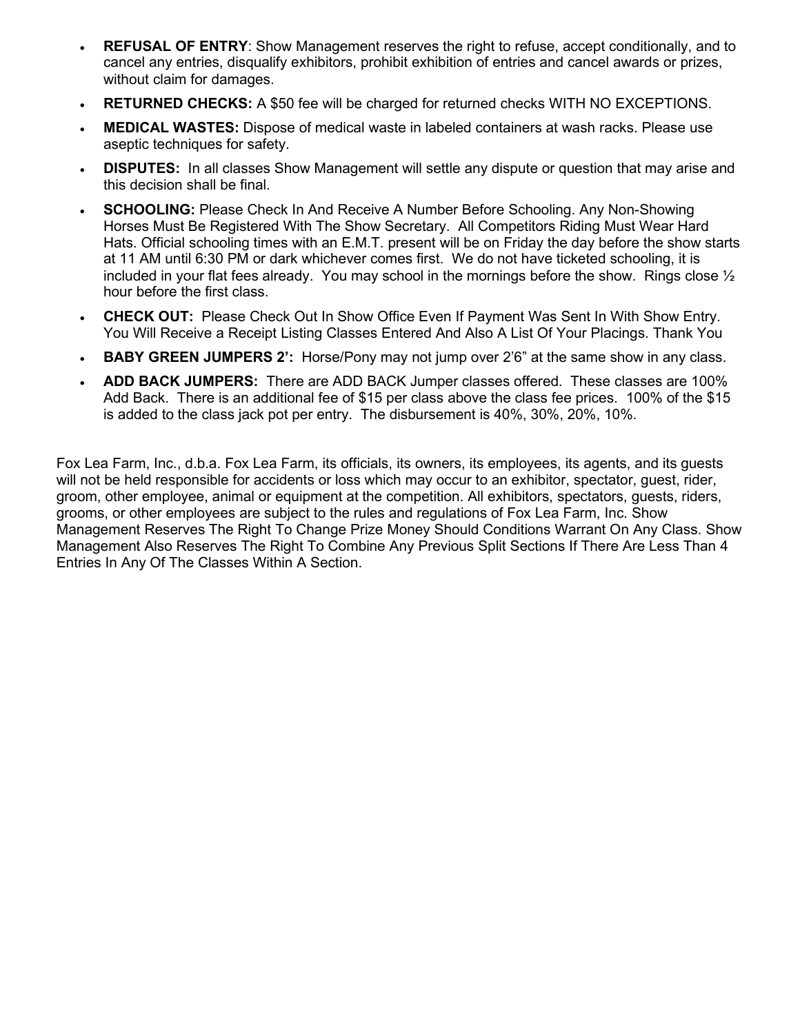- **REFUSAL OF ENTRY**: Show Management reserves the right to refuse, accept conditionally, and to cancel any entries, disqualify exhibitors, prohibit exhibition of entries and cancel awards or prizes, without claim for damages.
- **RETURNED CHECKS:** A $50 fee will be charged for returned checks WITH NO EXCEPTIONS.
- **MEDICAL WASTES:** Dispose of medical waste in labeled containers at wash racks. Please use aseptic techniques for safety.
- **DISPUTES:** In all classes Show Management will settle any dispute or question that may arise and this decision shall be final.
- **SCHOOLING:** Please Check In And Receive A Number Before Schooling. Any Non-Showing Horses Must Be Registered With The Show Secretary. All Competitors Riding Must Wear Hard Hats. Official schooling times with an E.M.T. present will be on Friday the day before the show starts at 11 AM until 6:30 PM or dark whichever comes first. We do not have ticketed schooling, it is included in your flat fees already. You may school in the mornings before the show. Rings close ½ hour before the first class.
- **CHECK OUT:** Please Check Out In Show Office Even If Payment Was Sent In With Show Entry. You Will Receive a Receipt Listing Classes Entered And Also A List Of Your Placings. Thank You
- **BABY GREEN JUMPERS 2':** Horse/Pony may not jump over 2'6" at the same show in any class.
- **ADD BACK JUMPERS:** There are ADD BACK Jumper classes offered. These classes are 100% Add Back. There is an additional fee of $15 per class above the class fee prices. 100% of the $15 is added to the class jack pot per entry. The disbursement is 40%, 30%, 20%, 10%.

Fox Lea Farm, Inc., d.b.a. Fox Lea Farm, its officials, its owners, its employees, its agents, and its guests will not be held responsible for accidents or loss which may occur to an exhibitor, spectator, guest, rider, groom, other employee, animal or equipment at the competition. All exhibitors, spectators, guests, riders, grooms, or other employees are subject to the rules and regulations of Fox Lea Farm, Inc. Show Management Reserves The Right To Change Prize Money Should Conditions Warrant On Any Class. Show Management Also Reserves The Right To Combine Any Previous Split Sections If There Are Less Than 4 Entries In Any Of The Classes Within A Section.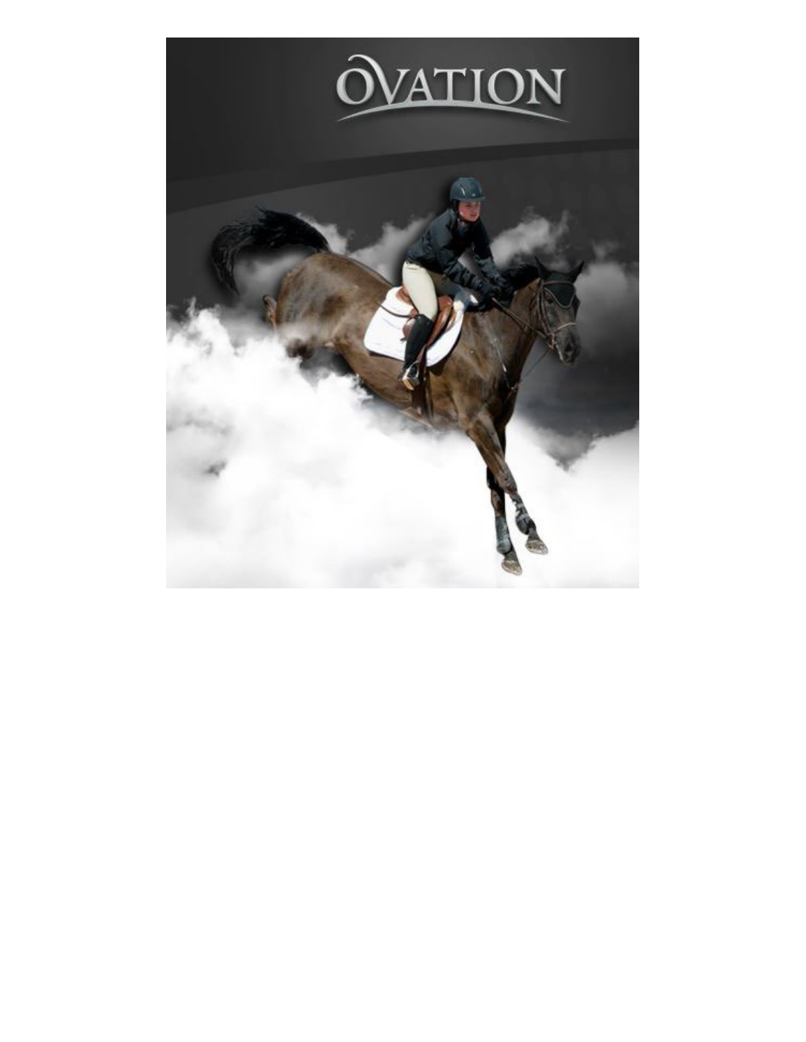OVATION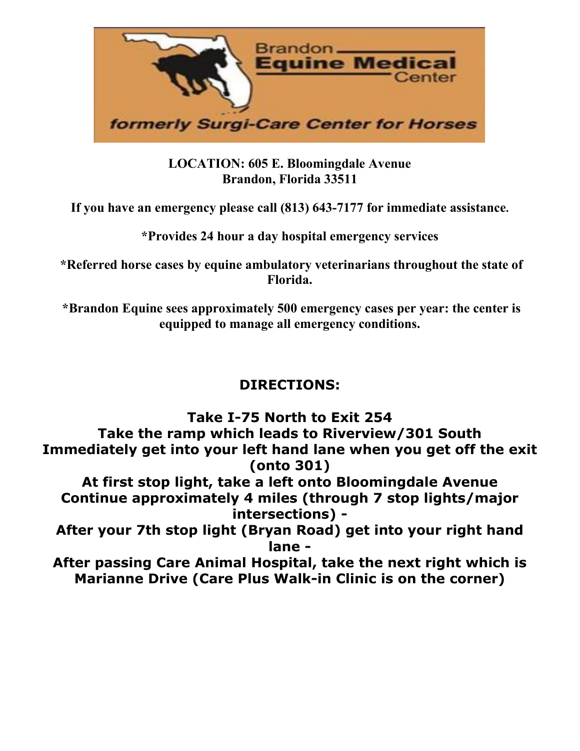Brandon Equine Medical Center

*formerly Surgi-Care Center for Horses*

**LOCATION: 605 E. Bloomingdale Avenue**
**Brandon, Florida 33511**

**If you have an emergency please call (813) 643-7177 for immediate assistance.**

**\*Provides 24 hour a day hospital emergency services**

**\*Referred horse cases by equine ambulatory veterinarians throughout the state of Florida.**

**\*Brandon Equine sees approximately 500 emergency cases per year: the center is equipped to manage all emergency conditions.**

## DIRECTIONS:

**Take I-75 North to Exit 254**
**Take the ramp which leads to Riverview/301 South**
**Immediately get into your left hand lane when you get off the exit (onto 301)**
**At first stop light, take a left onto Bloomingdale Avenue**
**Continue approximately 4 miles (through 7 stop lights/major intersections) -**
**After your 7th stop light (Bryan Road) get into your right hand lane -**
**After passing Care Animal Hospital, take the next right which is Marianne Drive (Care Plus Walk-in Clinic is on the corner)**